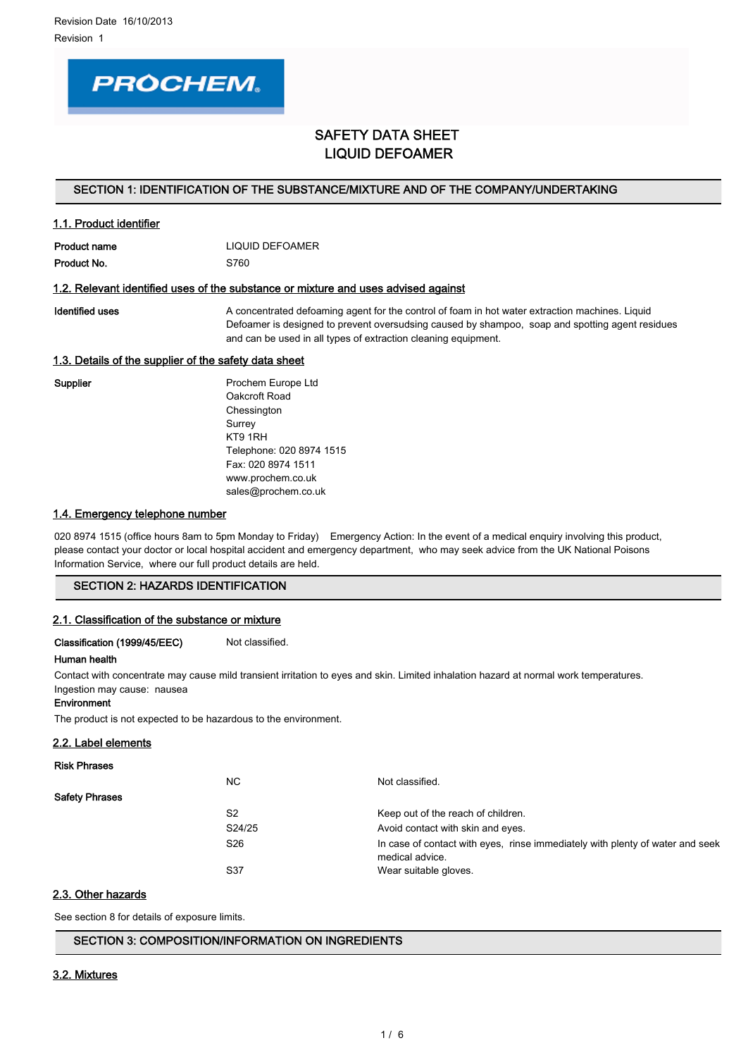Revision Date 16/10/2013

Revision 1

PROCHEM

# SAFETY DATA SHEET
# LIQUID DEFOAMER

## SECTION 1: IDENTIFICATION OF THE SUBSTANCE/MIXTURE AND OF THE COMPANY/UNDERTAKING

### 1.1. Product identifier

| | |
|---|---|
| **Product name** | LIQUID DEFOAMER |
| **Product No.** | S760 |

### 1.2. Relevant identified uses of the substance or mixture and uses advised against

| | |
|---|---|
| **Identified uses** | A concentrated defoaming agent for the control of foam in hot water extraction machines. Liquid Defoamer is designed to prevent oversudsing caused by shampoo, soap and spotting agent residues and can be used in all types of extraction cleaning equipment. |

### 1.3. Details of the supplier of the safety data sheet

**Supplier**

Prochem Europe Ltd
Oakcroft Road
Chessington
Surrey
KT9 1RH
Telephone: 020 8974 1515
Fax: 020 8974 1511
www.prochem.co.uk
sales@prochem.co.uk

### 1.4. Emergency telephone number

020 8974 1515 (office hours 8am to 5pm Monday to Friday) Emergency Action: In the event of a medical enquiry involving this product, please contact your doctor or local hospital accident and emergency department, who may seek advice from the UK National Poisons Information Service, where our full product details are held.

## SECTION 2: HAZARDS IDENTIFICATION

### 2.1. Classification of the substance or mixture

**Classification (1999/45/EEC)** Not classified.

**Human health**

Contact with concentrate may cause mild transient irritation to eyes and skin. Limited inhalation hazard at normal work temperatures.
Ingestion may cause: nausea

**Environment**

The product is not expected to be hazardous to the environment.

### 2.2. Label elements

**Risk Phrases**

| | |
|---|---|
| NC | Not classified. |

**Safety Phrases**

| | |
|---|---|
| S2 | Keep out of the reach of children. |
| S24/25 | Avoid contact with skin and eyes. |
| S26 | In case of contact with eyes, rinse immediately with plenty of water and seek medical advice. |
| S37 | Wear suitable gloves. |

### 2.3. Other hazards

See section 8 for details of exposure limits.

## SECTION 3: COMPOSITION/INFORMATION ON INGREDIENTS

### 3.2. Mixtures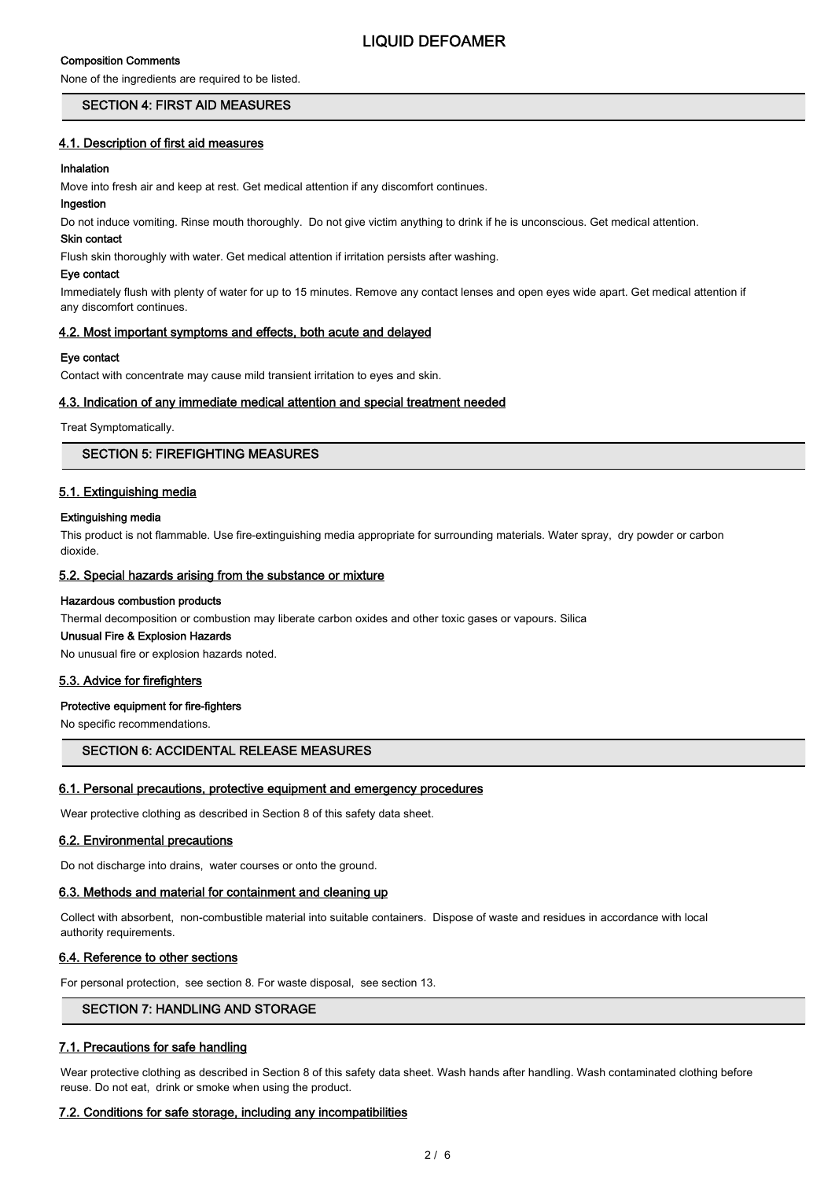#### Composition Comments

None of the ingredients are required to be listed.

## SECTION 4: FIRST AID MEASURES

### 4.1. Description of first aid measures

#### Inhalation

Move into fresh air and keep at rest. Get medical attention if any discomfort continues.

#### Ingestion

Do not induce vomiting. Rinse mouth thoroughly. Do not give victim anything to drink if he is unconscious. Get medical attention.

#### Skin contact

Flush skin thoroughly with water. Get medical attention if irritation persists after washing.

#### Eye contact

Immediately flush with plenty of water for up to 15 minutes. Remove any contact lenses and open eyes wide apart. Get medical attention if any discomfort continues.

### 4.2. Most important symptoms and effects, both acute and delayed

#### Eye contact

Contact with concentrate may cause mild transient irritation to eyes and skin.

### 4.3. Indication of any immediate medical attention and special treatment needed

Treat Symptomatically.

## SECTION 5: FIREFIGHTING MEASURES

### 5.1. Extinguishing media

#### Extinguishing media

This product is not flammable. Use fire-extinguishing media appropriate for surrounding materials. Water spray, dry powder or carbon dioxide.

### 5.2. Special hazards arising from the substance or mixture

#### Hazardous combustion products

Thermal decomposition or combustion may liberate carbon oxides and other toxic gases or vapours. Silica

#### Unusual Fire & Explosion Hazards

No unusual fire or explosion hazards noted.

### 5.3. Advice for firefighters

#### Protective equipment for fire-fighters

No specific recommendations.

## SECTION 6: ACCIDENTAL RELEASE MEASURES

### 6.1. Personal precautions, protective equipment and emergency procedures

Wear protective clothing as described in Section 8 of this safety data sheet.

### 6.2. Environmental precautions

Do not discharge into drains, water courses or onto the ground.

### 6.3. Methods and material for containment and cleaning up

Collect with absorbent, non-combustible material into suitable containers. Dispose of waste and residues in accordance with local authority requirements.

### 6.4. Reference to other sections

For personal protection, see section 8. For waste disposal, see section 13.

## SECTION 7: HANDLING AND STORAGE

### 7.1. Precautions for safe handling

Wear protective clothing as described in Section 8 of this safety data sheet. Wash hands after handling. Wash contaminated clothing before reuse. Do not eat, drink or smoke when using the product.

### 7.2. Conditions for safe storage, including any incompatibilities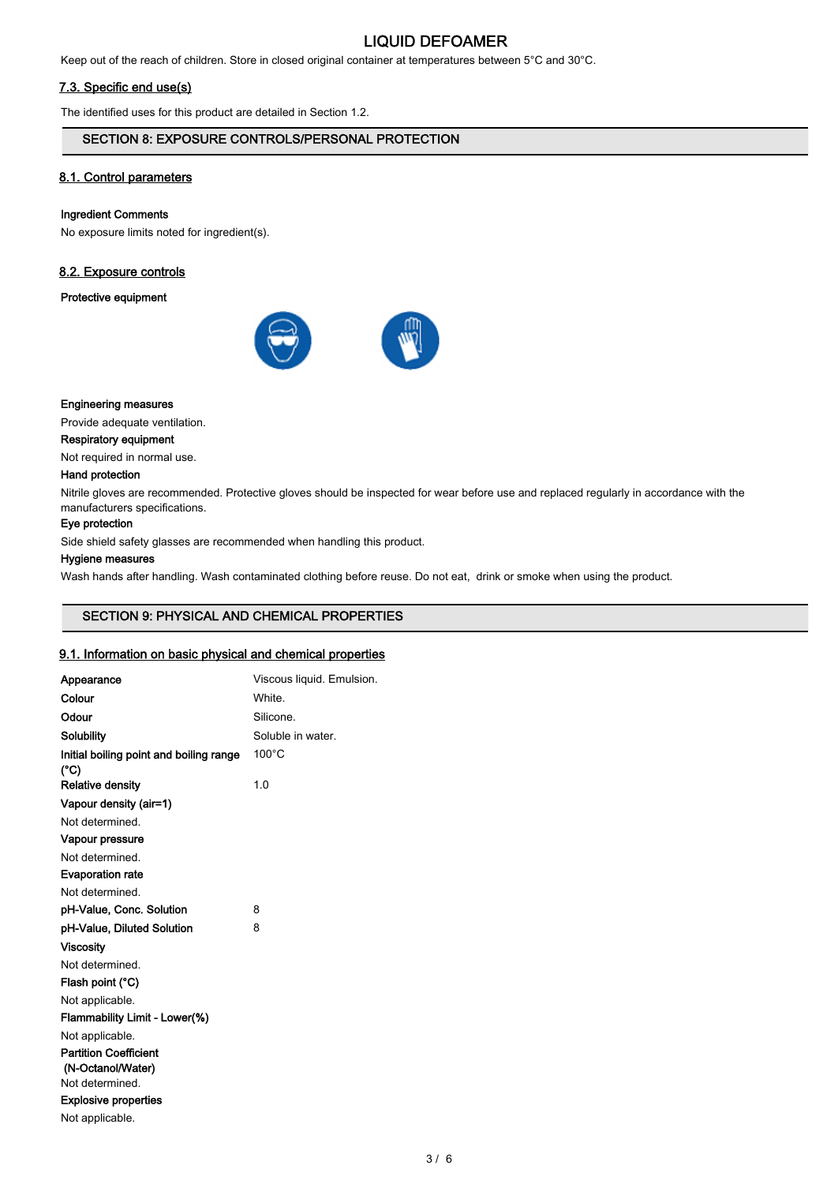Keep out of the reach of children. Store in closed original container at temperatures between 5°C and 30°C.

### 7.3. Specific end use(s)

The identified uses for this product are detailed in Section 1.2.

## SECTION 8: EXPOSURE CONTROLS/PERSONAL PROTECTION

### 8.1. Control parameters

**Ingredient Comments**

No exposure limits noted for ingredient(s).

### 8.2. Exposure controls

**Protective equipment**

**Engineering measures**

Provide adequate ventilation.

**Respiratory equipment**

Not required in normal use.

**Hand protection**

Nitrile gloves are recommended. Protective gloves should be inspected for wear before use and replaced regularly in accordance with the manufacturers specifications.

**Eye protection**

Side shield safety glasses are recommended when handling this product.

**Hygiene measures**

Wash hands after handling. Wash contaminated clothing before reuse. Do not eat, drink or smoke when using the product.

## SECTION 9: PHYSICAL AND CHEMICAL PROPERTIES

### 9.1. Information on basic physical and chemical properties

| | |
|---|---|
| **Appearance** | Viscous liquid. Emulsion. |
| **Colour** | White. |
| **Odour** | Silicone. |
| **Solubility** | Soluble in water. |
| **Initial boiling point and boiling range (°C)** | 100°C |
| **Relative density** | 1.0 |

**Vapour density (air=1)**

Not determined.

**Vapour pressure**

Not determined.

**Evaporation rate**

Not determined.

| | |
|---|---|
| **pH-Value, Conc. Solution** | 8 |
| **pH-Value, Diluted Solution** | 8 |

**Viscosity**

Not determined.

**Flash point (°C)**

Not applicable.

**Flammability Limit - Lower(%)**

Not applicable.

**Partition Coefficient (N-Octanol/Water)**

Not determined.

**Explosive properties**

Not applicable.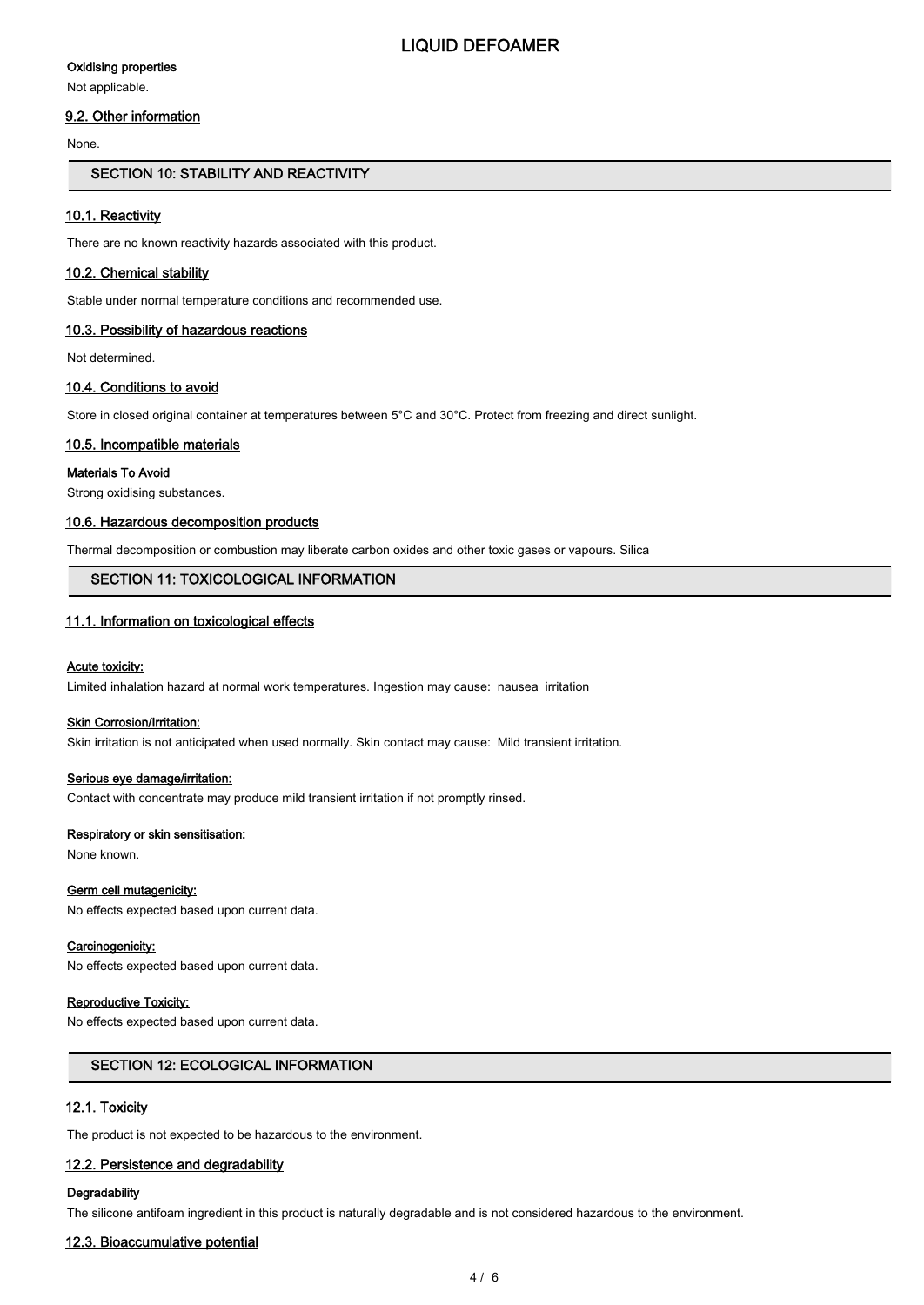#### Oxidising properties

Not applicable.

### 9.2. Other information

None.

## SECTION 10: STABILITY AND REACTIVITY

### 10.1. Reactivity

There are no known reactivity hazards associated with this product.

### 10.2. Chemical stability

Stable under normal temperature conditions and recommended use.

### 10.3. Possibility of hazardous reactions

Not determined.

### 10.4. Conditions to avoid

Store in closed original container at temperatures between 5°C and 30°C. Protect from freezing and direct sunlight.

### 10.5. Incompatible materials

#### Materials To Avoid

Strong oxidising substances.

### 10.6. Hazardous decomposition products

Thermal decomposition or combustion may liberate carbon oxides and other toxic gases or vapours. Silica

## SECTION 11: TOXICOLOGICAL INFORMATION

### 11.1. Information on toxicological effects

#### Acute toxicity:

Limited inhalation hazard at normal work temperatures. Ingestion may cause: nausea irritation

#### Skin Corrosion/Irritation:

Skin irritation is not anticipated when used normally. Skin contact may cause: Mild transient irritation.

#### Serious eye damage/irritation:

Contact with concentrate may produce mild transient irritation if not promptly rinsed.

#### Respiratory or skin sensitisation:

None known.

#### Germ cell mutagenicity:

No effects expected based upon current data.

#### Carcinogenicity:

No effects expected based upon current data.

#### Reproductive Toxicity:

No effects expected based upon current data.

## SECTION 12: ECOLOGICAL INFORMATION

### 12.1. Toxicity

The product is not expected to be hazardous to the environment.

### 12.2. Persistence and degradability

#### Degradability

The silicone antifoam ingredient in this product is naturally degradable and is not considered hazardous to the environment.

### 12.3. Bioaccumulative potential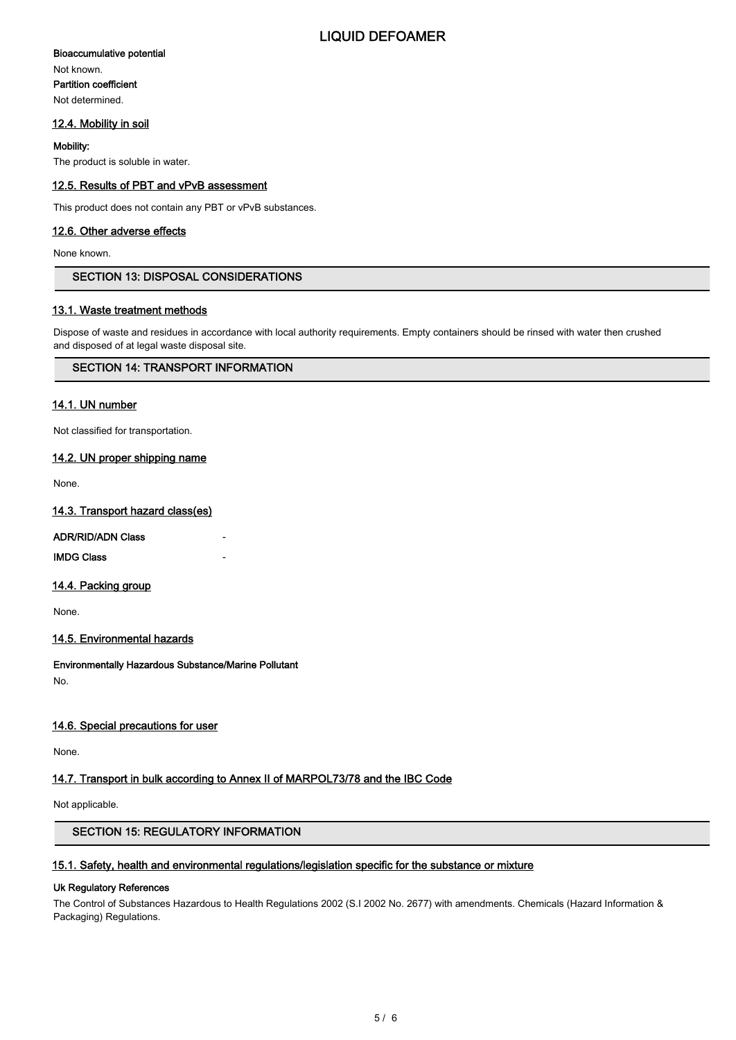**Bioaccumulative potential**

Not known.

**Partition coefficient**

Not determined.

### 12.4. Mobility in soil

**Mobility:**

The product is soluble in water.

### 12.5. Results of PBT and vPvB assessment

This product does not contain any PBT or vPvB substances.

### 12.6. Other adverse effects

None known.

## SECTION 13: DISPOSAL CONSIDERATIONS

### 13.1. Waste treatment methods

Dispose of waste and residues in accordance with local authority requirements. Empty containers should be rinsed with water then crushed and disposed of at legal waste disposal site.

## SECTION 14: TRANSPORT INFORMATION

### 14.1. UN number

Not classified for transportation.

### 14.2. UN proper shipping name

None.

### 14.3. Transport hazard class(es)

**ADR/RID/ADN Class** -

**IMDG Class** -

### 14.4. Packing group

None.

### 14.5. Environmental hazards

**Environmentally Hazardous Substance/Marine Pollutant**

No.

### 14.6. Special precautions for user

None.

### 14.7. Transport in bulk according to Annex II of MARPOL73/78 and the IBC Code

Not applicable.

## SECTION 15: REGULATORY INFORMATION

### 15.1. Safety, health and environmental regulations/legislation specific for the substance or mixture

**Uk Regulatory References**

The Control of Substances Hazardous to Health Regulations 2002 (S.I 2002 No. 2677) with amendments. Chemicals (Hazard Information & Packaging) Regulations.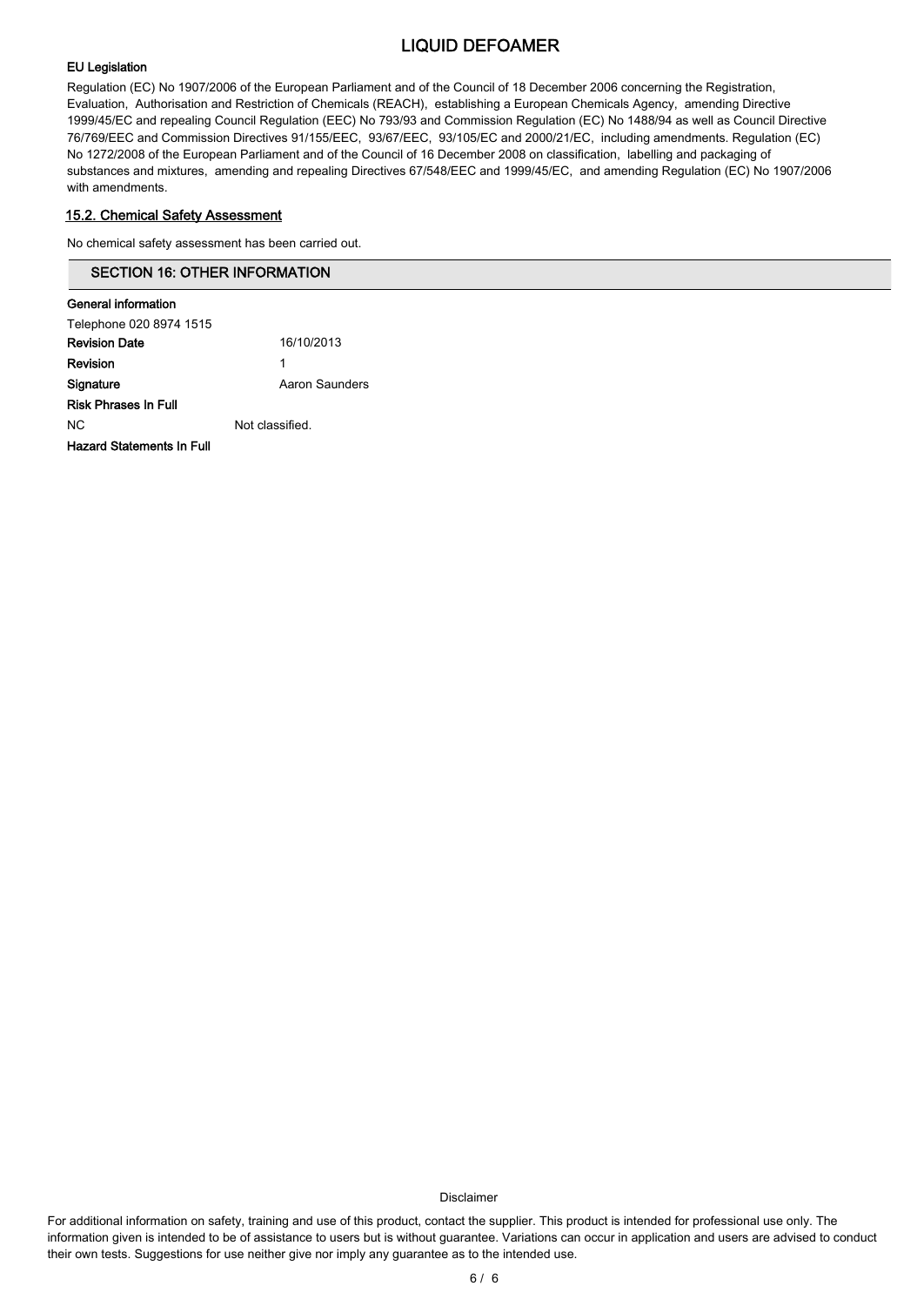**EU Legislation**

Regulation (EC) No 1907/2006 of the European Parliament and of the Council of 18 December 2006 concerning the Registration, Evaluation, Authorisation and Restriction of Chemicals (REACH), establishing a European Chemicals Agency, amending Directive 1999/45/EC and repealing Council Regulation (EEC) No 793/93 and Commission Regulation (EC) No 1488/94 as well as Council Directive 76/769/EEC and Commission Directives 91/155/EEC, 93/67/EEC, 93/105/EC and 2000/21/EC, including amendments. Regulation (EC) No 1272/2008 of the European Parliament and of the Council of 16 December 2008 on classification, labelling and packaging of substances and mixtures, amending and repealing Directives 67/548/EEC and 1999/45/EC, and amending Regulation (EC) No 1907/2006 with amendments.

### 15.2. Chemical Safety Assessment

No chemical safety assessment has been carried out.

## SECTION 16: OTHER INFORMATION

**General information**

Telephone 020 8974 1515

| | |
|---|---|
| **Revision Date** | 16/10/2013 |
| **Revision** | 1 |
| **Signature** | Aaron Saunders |

**Risk Phrases In Full**

| | |
|---|---|
| NC | Not classified. |

**Hazard Statements In Full**

Disclaimer

For additional information on safety, training and use of this product, contact the supplier. This product is intended for professional use only. The information given is intended to be of assistance to users but is without guarantee. Variations can occur in application and users are advised to conduct their own tests. Suggestions for use neither give nor imply any guarantee as to the intended use.